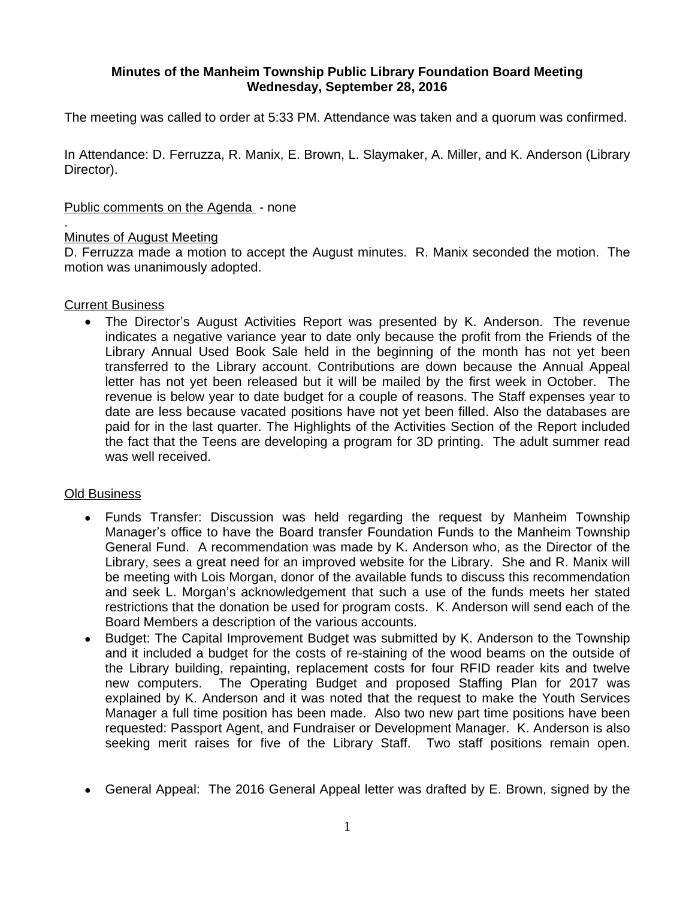**Minutes of the Manheim Township Public Library Foundation Board Meeting**
**Wednesday, September 28, 2016**

The meeting was called to order at 5:33 PM. Attendance was taken and a quorum was confirmed.

In Attendance: D. Ferruzza, R. Manix, E. Brown, L. Slaymaker, A. Miller, and K. Anderson (Library Director).

Public comments on the Agenda - none

.

Minutes of August Meeting

D. Ferruzza made a motion to accept the August minutes. R. Manix seconded the motion. The motion was unanimously adopted.

Current Business

- The Director's August Activities Report was presented by K. Anderson. The revenue indicates a negative variance year to date only because the profit from the Friends of the Library Annual Used Book Sale held in the beginning of the month has not yet been transferred to the Library account. Contributions are down because the Annual Appeal letter has not yet been released but it will be mailed by the first week in October. The revenue is below year to date budget for a couple of reasons. The Staff expenses year to date are less because vacated positions have not yet been filled. Also the databases are paid for in the last quarter. The Highlights of the Activities Section of the Report included the fact that the Teens are developing a program for 3D printing. The adult summer read was well received.

Old Business

- Funds Transfer: Discussion was held regarding the request by Manheim Township Manager's office to have the Board transfer Foundation Funds to the Manheim Township General Fund. A recommendation was made by K. Anderson who, as the Director of the Library, sees a great need for an improved website for the Library. She and R. Manix will be meeting with Lois Morgan, donor of the available funds to discuss this recommendation and seek L. Morgan's acknowledgement that such a use of the funds meets her stated restrictions that the donation be used for program costs. K. Anderson will send each of the Board Members a description of the various accounts.
- Budget: The Capital Improvement Budget was submitted by K. Anderson to the Township and it included a budget for the costs of re-staining of the wood beams on the outside of the Library building, repainting, replacement costs for four RFID reader kits and twelve new computers. The Operating Budget and proposed Staffing Plan for 2017 was explained by K. Anderson and it was noted that the request to make the Youth Services Manager a full time position has been made. Also two new part time positions have been requested: Passport Agent, and Fundraiser or Development Manager. K. Anderson is also seeking merit raises for five of the Library Staff. Two staff positions remain open.
- General Appeal: The 2016 General Appeal letter was drafted by E. Brown, signed by the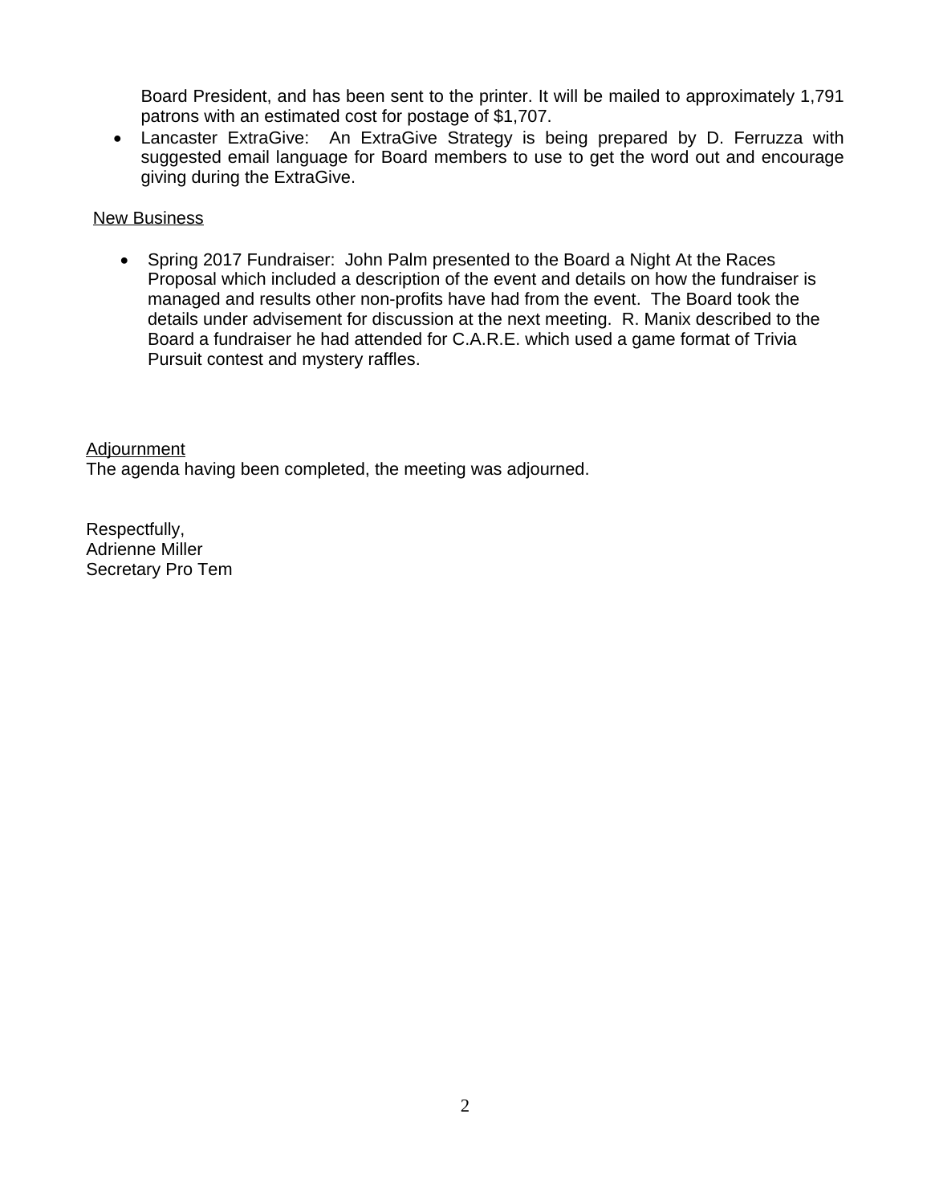Board President, and has been sent to the printer. It will be mailed to approximately 1,791 patrons with an estimated cost for postage of $1,707.

- Lancaster ExtraGive: An ExtraGive Strategy is being prepared by D. Ferruzza with suggested email language for Board members to use to get the word out and encourage giving during the ExtraGive.

<u>New Business</u>

- Spring 2017 Fundraiser: John Palm presented to the Board a Night At the Races Proposal which included a description of the event and details on how the fundraiser is managed and results other non-profits have had from the event. The Board took the details under advisement for discussion at the next meeting. R. Manix described to the Board a fundraiser he had attended for C.A.R.E. which used a game format of Trivia Pursuit contest and mystery raffles.

<u>Adjournment</u>

The agenda having been completed, the meeting was adjourned.

Respectfully,
Adrienne Miller
Secretary Pro Tem